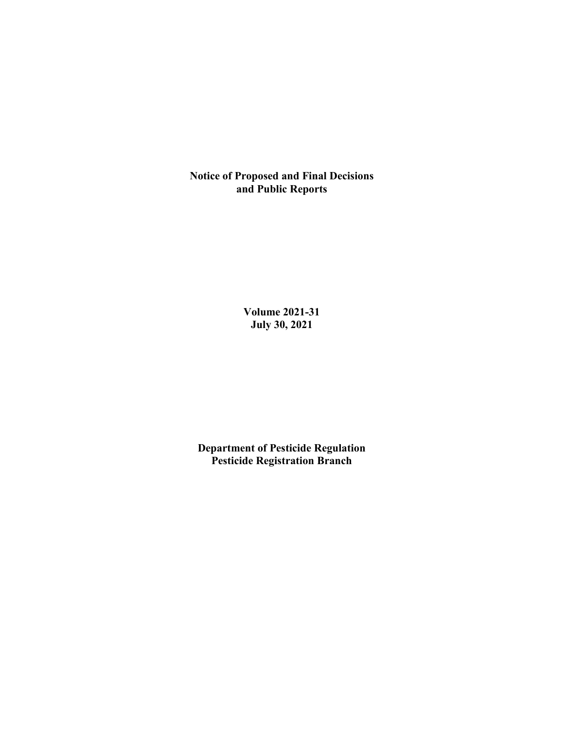**Notice of Proposed and Final Decisions and Public Reports**

**Volume 2021-31**
**July 30, 2021**

**Department of Pesticide Regulation**
**Pesticide Registration Branch**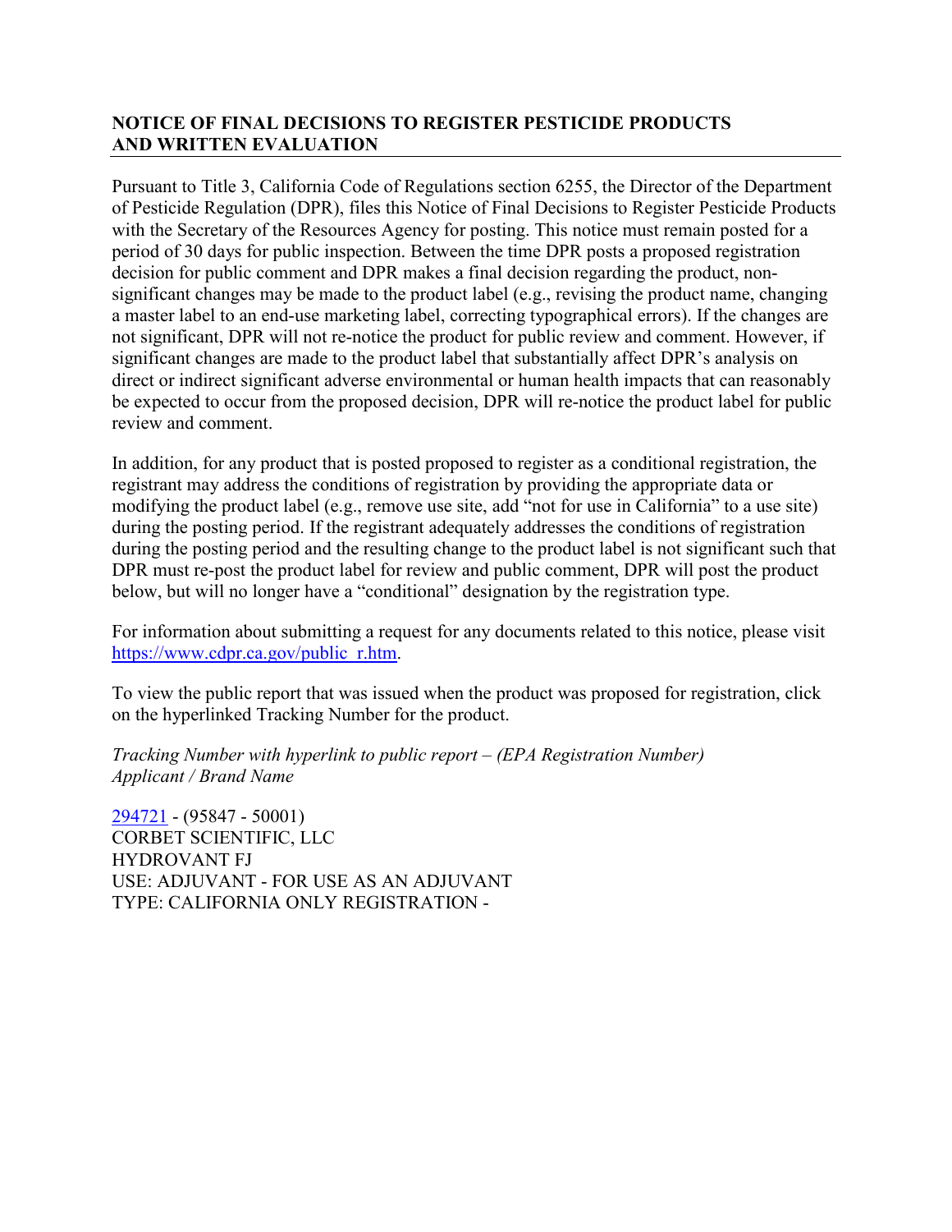## NOTICE OF FINAL DECISIONS TO REGISTER PESTICIDE PRODUCTS AND WRITTEN EVALUATION

Pursuant to Title 3, California Code of Regulations section 6255, the Director of the Department of Pesticide Regulation (DPR), files this Notice of Final Decisions to Register Pesticide Products with the Secretary of the Resources Agency for posting. This notice must remain posted for a period of 30 days for public inspection. Between the time DPR posts a proposed registration decision for public comment and DPR makes a final decision regarding the product, non-significant changes may be made to the product label (e.g., revising the product name, changing a master label to an end-use marketing label, correcting typographical errors). If the changes are not significant, DPR will not re-notice the product for public review and comment. However, if significant changes are made to the product label that substantially affect DPR's analysis on direct or indirect significant adverse environmental or human health impacts that can reasonably be expected to occur from the proposed decision, DPR will re-notice the product label for public review and comment.

In addition, for any product that is posted proposed to register as a conditional registration, the registrant may address the conditions of registration by providing the appropriate data or modifying the product label (e.g., remove use site, add "not for use in California" to a use site) during the posting period. If the registrant adequately addresses the conditions of registration during the posting period and the resulting change to the product label is not significant such that DPR must re-post the product label for review and public comment, DPR will post the product below, but will no longer have a "conditional" designation by the registration type.

For information about submitting a request for any documents related to this notice, please visit https://www.cdpr.ca.gov/public_r.htm.

To view the public report that was issued when the product was proposed for registration, click on the hyperlinked Tracking Number for the product.

*Tracking Number with hyperlink to public report – (EPA Registration Number)*
*Applicant / Brand Name*

294721 - (95847 - 50001)
CORBET SCIENTIFIC, LLC
HYDROVANT FJ
USE: ADJUVANT - FOR USE AS AN ADJUVANT
TYPE: CALIFORNIA ONLY REGISTRATION -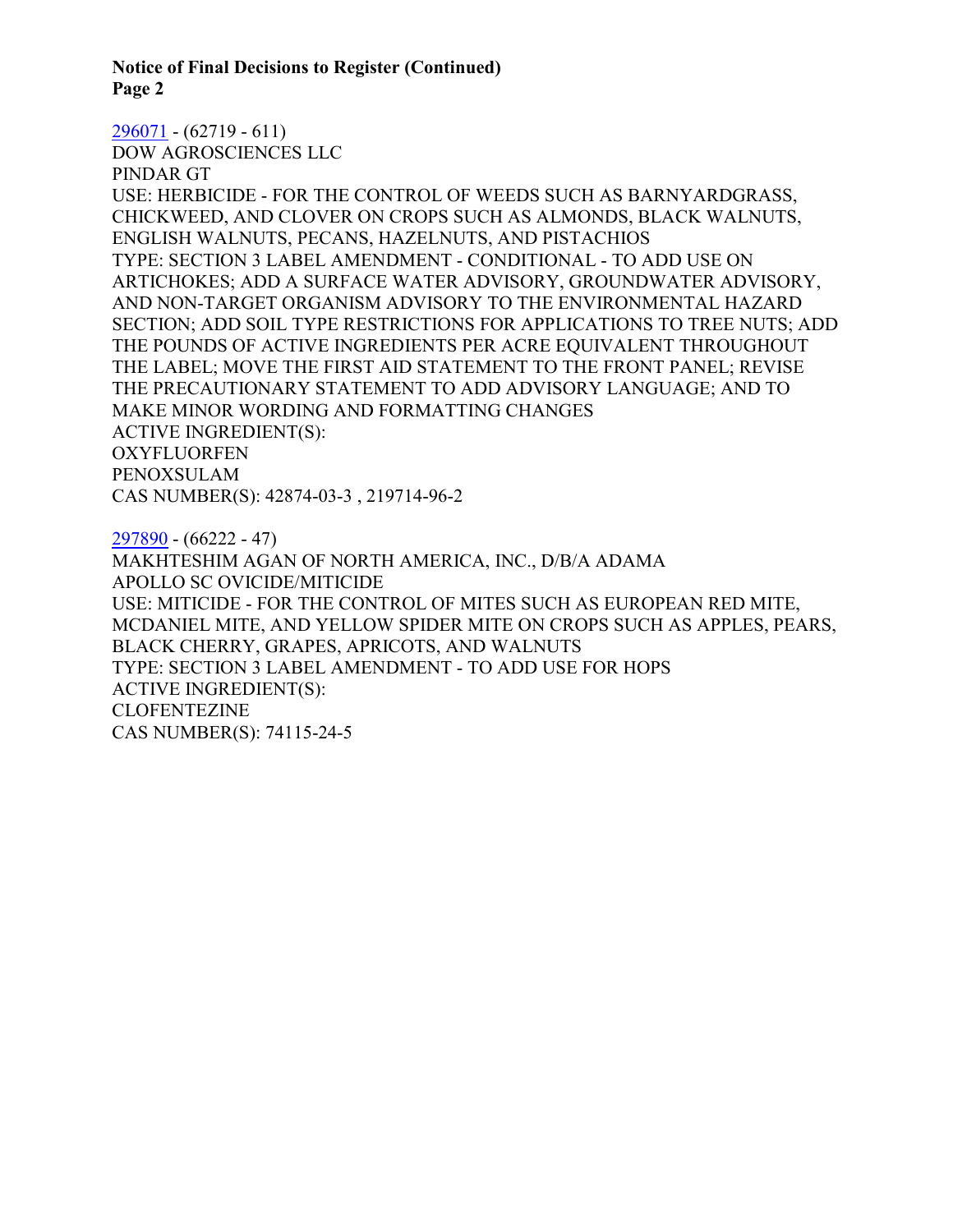296071 - (62719 - 611)
DOW AGROSCIENCES LLC
PINDAR GT
USE: HERBICIDE - FOR THE CONTROL OF WEEDS SUCH AS BARNYARDGRASS, CHICKWEED, AND CLOVER ON CROPS SUCH AS ALMONDS, BLACK WALNUTS, ENGLISH WALNUTS, PECANS, HAZELNUTS, AND PISTACHIOS
TYPE: SECTION 3 LABEL AMENDMENT - CONDITIONAL - TO ADD USE ON ARTICHOKES; ADD A SURFACE WATER ADVISORY, GROUNDWATER ADVISORY, AND NON-TARGET ORGANISM ADVISORY TO THE ENVIRONMENTAL HAZARD SECTION; ADD SOIL TYPE RESTRICTIONS FOR APPLICATIONS TO TREE NUTS; ADD THE POUNDS OF ACTIVE INGREDIENTS PER ACRE EQUIVALENT THROUGHOUT THE LABEL; MOVE THE FIRST AID STATEMENT TO THE FRONT PANEL; REVISE THE PRECAUTIONARY STATEMENT TO ADD ADVISORY LANGUAGE; AND TO MAKE MINOR WORDING AND FORMATTING CHANGES
ACTIVE INGREDIENT(S):
OXYFLUORFEN
PENOXSULAM
CAS NUMBER(S): 42874-03-3 , 219714-96-2

297890 - (66222 - 47)
MAKHTESHIM AGAN OF NORTH AMERICA, INC., D/B/A ADAMA
APOLLO SC OVICIDE/MITICIDE
USE: MITICIDE - FOR THE CONTROL OF MITES SUCH AS EUROPEAN RED MITE, MCDANIEL MITE, AND YELLOW SPIDER MITE ON CROPS SUCH AS APPLES, PEARS, BLACK CHERRY, GRAPES, APRICOTS, AND WALNUTS
TYPE: SECTION 3 LABEL AMENDMENT - TO ADD USE FOR HOPS
ACTIVE INGREDIENT(S):
CLOFENTEZINE
CAS NUMBER(S): 74115-24-5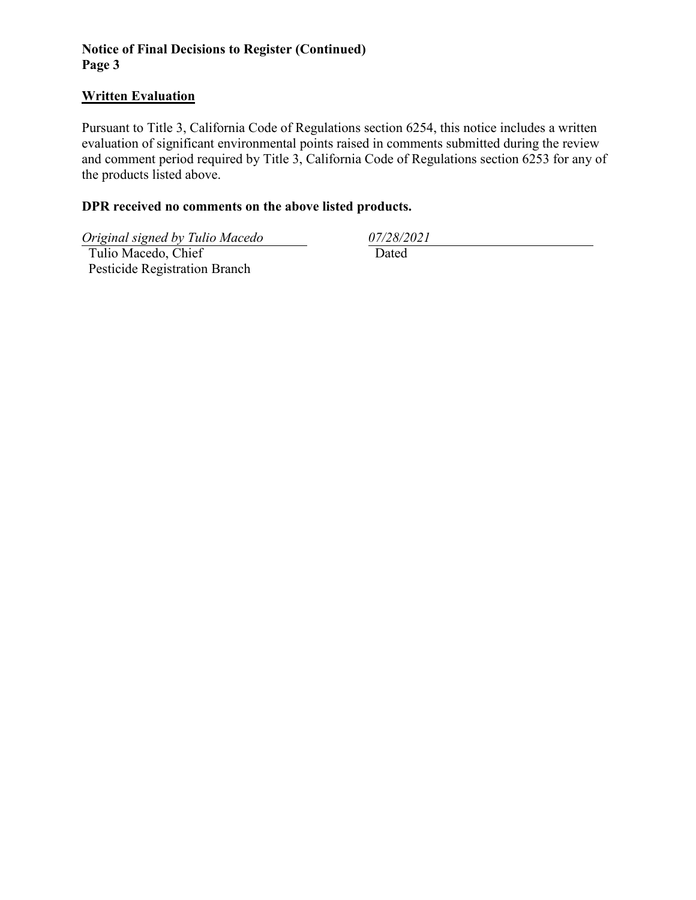## Written Evaluation

Pursuant to Title 3, California Code of Regulations section 6254, this notice includes a written evaluation of significant environmental points raised in comments submitted during the review and comment period required by Title 3, California Code of Regulations section 6253 for any of the products listed above.

**DPR received no comments on the above listed products.**

*Original signed by Tulio Macedo*
Tulio Macedo, Chief
Pesticide Registration Branch

*07/28/2021*
Dated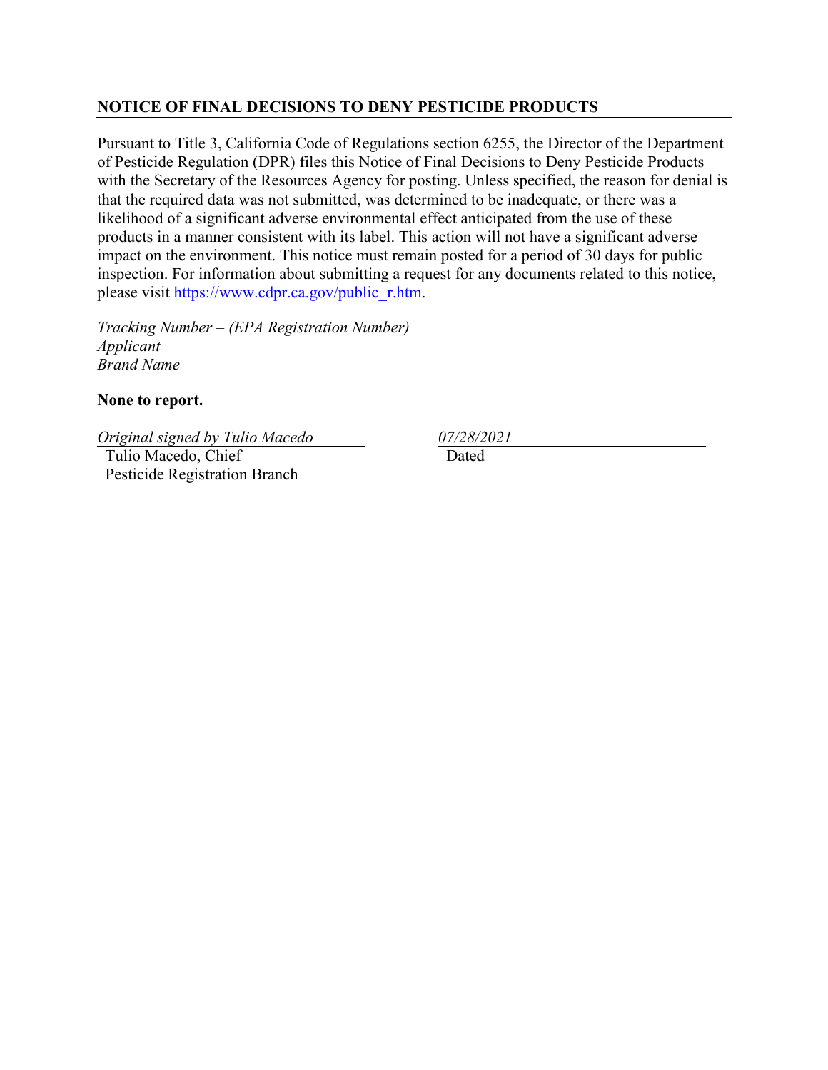## NOTICE OF FINAL DECISIONS TO DENY PESTICIDE PRODUCTS

Pursuant to Title 3, California Code of Regulations section 6255, the Director of the Department of Pesticide Regulation (DPR) files this Notice of Final Decisions to Deny Pesticide Products with the Secretary of the Resources Agency for posting. Unless specified, the reason for denial is that the required data was not submitted, was determined to be inadequate, or there was a likelihood of a significant adverse environmental effect anticipated from the use of these products in a manner consistent with its label. This action will not have a significant adverse impact on the environment. This notice must remain posted for a period of 30 days for public inspection. For information about submitting a request for any documents related to this notice, please visit https://www.cdpr.ca.gov/public_r.htm.

*Tracking Number – (EPA Registration Number)*
*Applicant*
*Brand Name*

**None to report.**

*Original signed by Tulio Macedo*
Tulio Macedo, Chief
Pesticide Registration Branch

*07/28/2021*
Dated